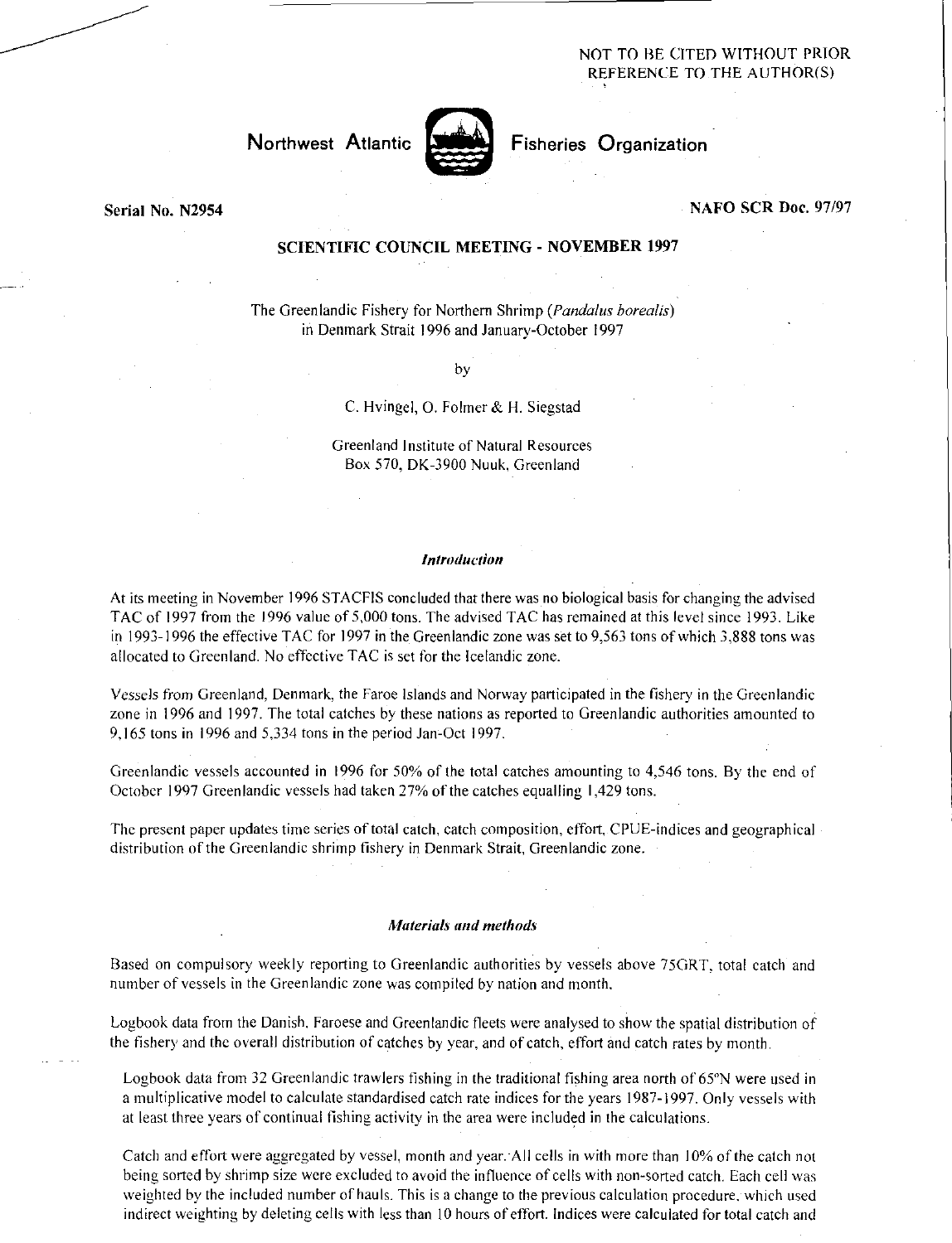NOT TO BE CITED WITHOUT PRIOR REFERENCE TO THE AUTHOR(S)

Northwest Atlantic Fisheries Organization

Serial No. N2954 NAFO SCR Doc. 97/97

## SCIENTIFIC COUNCIL MEETING - NOVEMBER 1997

# The Greenlandic Fishery for Northern Shrimp (*Pandalus borealis*) in Denmark Strait 1996 and January-October 1997

by

C. Hvingel, O. Folmer & H. Siegstad

Greenland Institute of Natural Resources
Box 570, DK-3900 Nuuk, Greenland

### *Introduction*

At its meeting in November 1996 STACFIS concluded that there was no biological basis for changing the advised TAC of 1997 from the 1996 value of 5,000 tons. The advised TAC has remained at this level since 1993. Like in 1993-1996 the effective TAC for 1997 in the Greenlandic zone was set to 9,563 tons of which 3,888 tons was allocated to Greenland. No effective TAC is set for the Icelandic zone.

Vessels from Greenland, Denmark, the Faroe Islands and Norway participated in the fishery in the Greenlandic zone in 1996 and 1997. The total catches by these nations as reported to Greenlandic authorities amounted to 9,165 tons in 1996 and 5,334 tons in the period Jan-Oct 1997.

Greenlandic vessels accounted in 1996 for 50% of the total catches amounting to 4,546 tons. By the end of October 1997 Greenlandic vessels had taken 27% of the catches equalling 1,429 tons.

The present paper updates time series of total catch, catch composition, effort, CPUE-indices and geographical distribution of the Greenlandic shrimp fishery in Denmark Strait, Greenlandic zone.

### *Materials and methods*

Based on compulsory weekly reporting to Greenlandic authorities by vessels above 75GRT, total catch and number of vessels in the Greenlandic zone was compiled by nation and month.

Logbook data from the Danish, Faroese and Greenlandic fleets were analysed to show the spatial distribution of the fishery and the overall distribution of catches by year, and of catch, effort and catch rates by month.

Logbook data from 32 Greenlandic trawlers fishing in the traditional fishing area north of 65°N were used in a multiplicative model to calculate standardised catch rate indices for the years 1987-1997. Only vessels with at least three years of continual fishing activity in the area were included in the calculations.

Catch and effort were aggregated by vessel, month and year. All cells in with more than 10% of the catch not being sorted by shrimp size were excluded to avoid the influence of cells with non-sorted catch. Each cell was weighted by the included number of hauls. This is a change to the previous calculation procedure, which used indirect weighting by deleting cells with less than 10 hours of effort. Indices were calculated for total catch and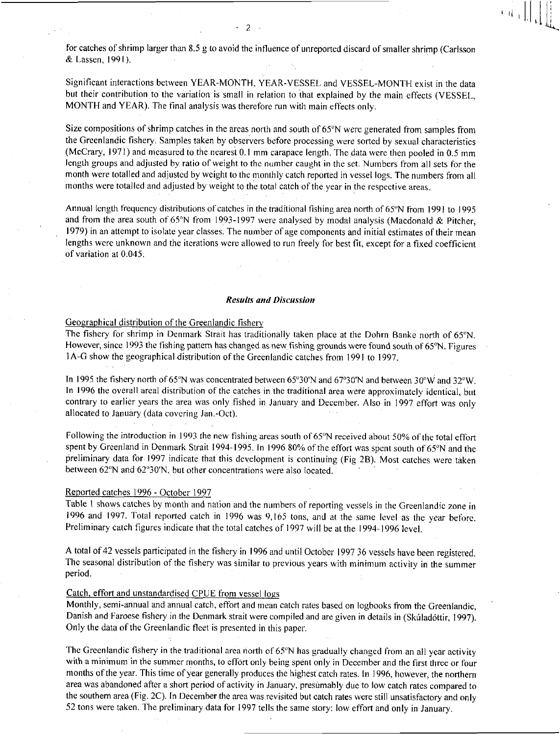for catches of shrimp larger than 8.5 g to avoid the influence of unreported discard of smaller shrimp (Carlsson & Lassen, 1991).

Significant interactions between YEAR-MONTH, YEAR-VESSEL and VESSEL-MONTH exist in the data but their contribution to the variation is small in relation to that explained by the main effects (VESSEL, MONTH and YEAR). The final analysis was therefore run with main effects only.

Size compositions of shrimp catches in the areas north and south of 65°N were generated from samples from the Greenlandic fishery. Samples taken by observers before processing were sorted by sexual characteristics (McCrary, 1971) and measured to the nearest 0.1 mm carapace length. The data were then pooled in 0.5 mm length groups and adjusted by ratio of weight to the number caught in the set. Numbers from all sets for the month were totalled and adjusted by weight to the monthly catch reported in vessel logs. The numbers from all months were totalled and adjusted by weight to the total catch of the year in the respective areas.

Annual length frequency distributions of catches in the traditional fishing area north of 65°N from 1991 to 1995 and from the area south of 65°N from 1993-1997 were analysed by modal analysis (Macdonald & Pitcher, 1979) in an attempt to isolate year classes. The number of age components and initial estimates of their mean lengths were unknown and the iterations were allowed to run freely for best fit, except for a fixed coefficient of variation at 0.045.

## *Results and Discussion*

### Geographical distribution of the Greenlandic fishery

The fishery for shrimp in Denmark Strait has traditionally taken place at the Dohrn Banke north of 65°N. However, since 1993 the fishing pattern has changed as new fishing grounds were found south of 65°N. Figures 1A-G show the geographical distribution of the Greenlandic catches from 1991 to 1997.

In 1995 the fishery north of 65°N was concentrated between 65°30'N and 67°30'N and between 30°W and 32°W. In 1996 the overall areal distribution of the catches in the traditional area were approximately identical, but contrary to earlier years the area was only fished in January and December. Also in 1997 effort was only allocated to January (data covering Jan.-Oct).

Following the introduction in 1993 the new fishing areas south of 65°N received about 50% of the total effort spent by Greenland in Denmark Strait 1994-1995. In 1996 80% of the effort was spent south of 65°N and the preliminary data for 1997 indicate that this development is continuing (Fig 2B). Most catches were taken between 62°N and 62°30'N, but other concentrations were also located.

### Reported catches 1996 - October 1997

Table 1 shows catches by month and nation and the numbers of reporting vessels in the Greenlandic zone in 1996 and 1997. Total reported catch in 1996 was 9,165 tons, and at the same level as the year before. Preliminary catch figures indicate that the total catches of 1997 will be at the 1994-1996 level.

A total of 42 vessels participated in the fishery in 1996 and until October 1997 36 vessels have been registered. The seasonal distribution of the fishery was similar to previous years with minimum activity in the summer period.

### Catch, effort and unstandardised CPUE from vessel logs

Monthly, semi-annual and annual catch, effort and mean catch rates based on logbooks from the Greenlandic, Danish and Faroese fishery in the Denmark strait were compiled and are given in details in (Skúladóttir, 1997). Only the data of the Greenlandic fleet is presented in this paper.

The Greenlandic fishery in the traditional area north of 65°N has gradually changed from an all year activity with a minimum in the summer months, to effort only being spent only in December and the first three or four months of the year. This time of year generally produces the highest catch rates. In 1996, however, the northern area was abandoned after a short period of activity in January, presumably due to low catch rates compared to the southern area (Fig. 2C). In December the area was revisited but catch rates were still unsatisfactory and only 52 tons were taken. The preliminary data for 1997 tells the same story: low effort and only in January.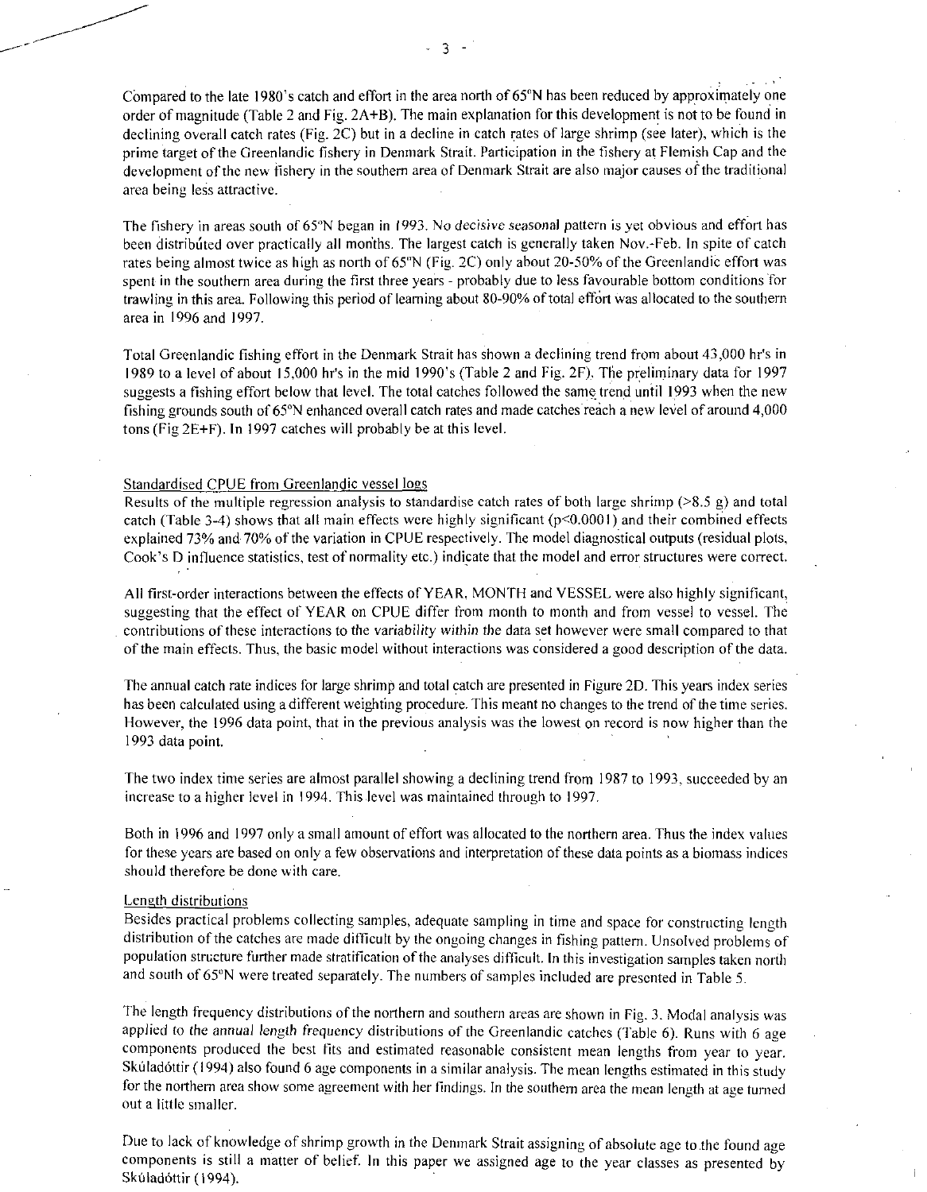Compared to the late 1980's catch and effort in the area north of 65°N has been reduced by approximately one order of magnitude (Table 2 and Fig. 2A+B). The main explanation for this development is not to be found in declining overall catch rates (Fig. 2C) but in a decline in catch rates of large shrimp (see later), which is the prime target of the Greenlandic fishery in Denmark Strait. Participation in the fishery at Flemish Cap and the development of the new fishery in the southern area of Denmark Strait are also major causes of the traditional area being less attractive.

The fishery in areas south of 65°N began in 1993. No *decisive seasonal* pattern is yet obvious and effort has been distributed over practically all months. The largest catch is generally taken Nov.-Feb. In spite of catch rates being almost twice as high as north of 65°N (Fig. 2C) only about 20-50% of the Greenlandic effort was spent in the southern area during the first three years - probably due to less favourable bottom conditions for trawling in this area. Following this period of learning about 80-90% of total effort was allocated to the southern area in 1996 and 1997.

Total Greenlandic fishing effort in the Denmark Strait has shown a declining trend from about 43,000 hr's in 1989 to a level of about 15,000 hr's in the mid 1990's (Table 2 and Fig. 2F). The preliminary data for 1997 suggests a fishing effort below that level. The total catches followed the same trend until 1993 when the new fishing grounds south of 65°N enhanced overall catch rates and made catches reach a new level of around 4,000 tons (Fig 2E+F). In 1997 catches will probably be at this level.

Standardised CPUE from Greenlandic vessel logs

Results of the multiple regression analysis to standardise catch rates of both large shrimp (>8.5 g) and total catch (Table 3-4) shows that all main effects were highly significant ($p<0.0001$) and their combined effects explained 73% and 70% of the variation in CPUE respectively. The model diagnostical outputs (residual plots, Cook's D influence statistics, test of normality etc.) indicate that the model and error structures were correct.

All first-order interactions between the effects of YEAR, MONTH and VESSEL were also highly significant, suggesting that the effect of YEAR on CPUE differ from month to month and from vessel to vessel. The contributions of these interactions to the *variability within* the data set however were small compared to that of the main effects. Thus, the basic model without interactions was considered a good description of the data.

The annual catch rate indices for large shrimp and total catch are presented in Figure 2D. This years index series has been calculated using a different weighting procedure. This meant no changes to the trend of the time series. However, the 1996 data point, that in the previous analysis was the lowest on record is now higher than the 1993 data point.

The two index time series are almost parallel showing a declining trend from 1987 to 1993, succeeded by an increase to a higher level in 1994. This level was maintained through to 1997.

Both in 1996 and 1997 only a small amount of effort was allocated to the northern area. Thus the index values for these years are based on only a few observations and interpretation of these data points as a biomass indices should therefore be done with care.

Length distributions

Besides practical problems collecting samples, adequate sampling in time and space for constructing length distribution of the catches are made difficult by the ongoing changes in fishing pattern. Unsolved problems of population structure further made stratification of the analyses difficult. In this investigation samples taken north and south of 65°N were treated separately. The numbers of samples included are presented in Table 5.

The length frequency distributions of the northern and southern areas are shown in Fig. 3. Modal analysis was applied to the *annual length frequency* distributions of the Greenlandic catches (Table 6). Runs with 6 age components produced the best fits and estimated reasonable consistent mean lengths from year to year. Skúladóttir (1994) also found 6 age components in a similar analysis. The mean lengths estimated in this study for the northern area show some agreement with her findings. In the southern area the mean length at age turned out a little smaller.

Due to lack of knowledge of shrimp growth in the Denmark Strait assigning of absolute age to the found age components is still a matter of belief. In this paper we assigned age to the year classes as presented by Skúladóttir (1994).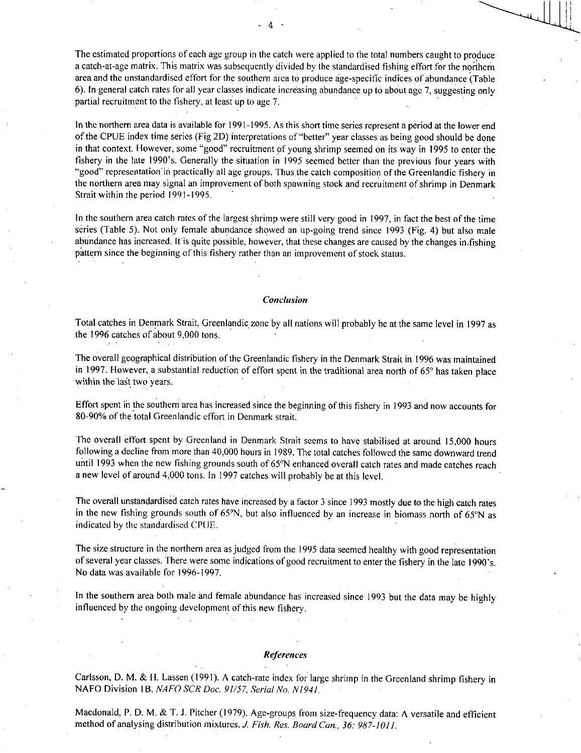The estimated proportions of each age group in the catch were applied to the total numbers caught to produce a catch-at-age matrix. This matrix was subsequently divided by the standardised fishing effort for the northern area and the unstandardised effort for the southern area to produce age-specific indices of abundance (Table 6). In general catch rates for all year classes indicate increasing abundance up to about age 7, suggesting only partial recruitment to the fishery, at least up to age 7.

In the northern area data is available for 1991-1995. As this short time series represent a period at the lower end of the CPUE index time series (Fig 2D) interpretations of "better" year classes as being good should be done in that context. However, some "good" recruitment of young shrimp seemed on its way in 1995 to enter the fishery in the late 1990's. Generally the situation in 1995 seemed better than the previous four years with "good" representation in practically all age groups. Thus the catch composition of the Greenlandic fishery in the northern area may signal an improvement of both spawning stock and recruitment of shrimp in Denmark Strait within the period 1991-1995.

In the southern area catch rates of the largest shrimp were still very good in 1997, in fact the best of the time series (Table 5). Not only female abundance showed an up-going trend since 1993 (Fig. 4) but also male abundance has increased. It is quite possible, however, that these changes are caused by the changes in fishing pattern since the beginning of this fishery rather than an improvement of stock status.

### *Conclusion*

Total catches in Denmark Strait, Greenlandic zone by all nations will probably be at the same level in 1997 as the 1996 catches of about 9,000 tons.

The overall geographical distribution of the Greenlandic fishery in the Denmark Strait in 1996 was maintained in 1997. However, a substantial reduction of effort spent in the traditional area north of 65° has taken place within the last two years.

Effort spent in the southern area has increased since the beginning of this fishery in 1993 and now accounts for 80-90% of the total Greenlandic effort in Denmark strait.

The overall effort spent by Greenland in Denmark Strait seems to have stabilised at around 15,000 hours following a decline from more than 40,000 hours in 1989. The total catches followed the same downward trend until 1993 when the new fishing grounds south of 65°N enhanced overall catch rates and made catches reach a new level of around 4,000 tons. In 1997 catches will probably be at this level.

The overall unstandardised catch rates have increased by a factor 3 since 1993 mostly due to the high catch rates in the new fishing grounds south of 65°N, but also influenced by an increase in biomass north of 65°N as indicated by the standardised CPUE.

The size structure in the northern area as judged from the 1995 data seemed healthy with good representation of several year classes. There were some indications of good recruitment to enter the fishery in the late 1990's. No data was available for 1996-1997.

In the southern area both male and female abundance has increased since 1993 but the data may be highly influenced by the ongoing development of this new fishery.

### *References*

Carlsson, D. M. & H. Lassen (1991). A catch-rate index for large shrimp in the Greenland shrimp fishery in NAFO Division 1B. *NAFO SCR Doc. 91/57, Serial No. N1941.*

Macdonald, P. D. M. & T. J. Pitcher (1979). Age-groups from size-frequency data: A versatile and efficient method of analysing distribution mixtures. *J. Fish. Res. Board Can., 36: 987-1011.*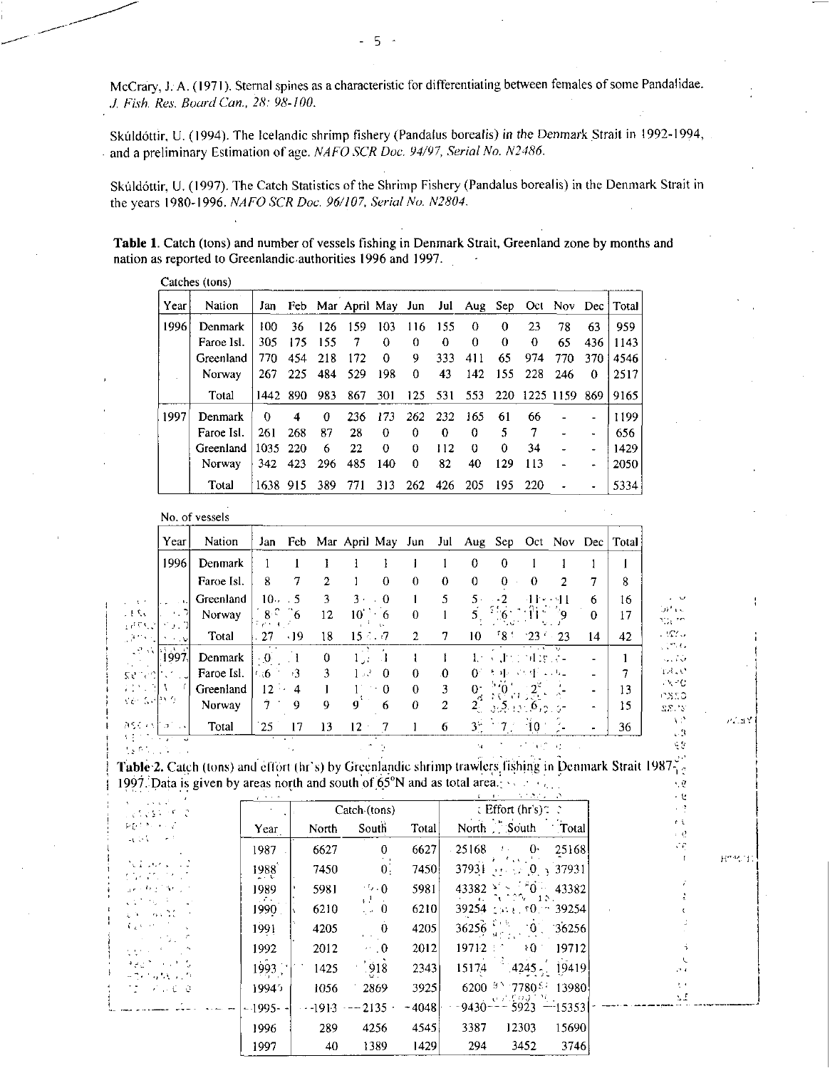McCrary, J. A. (1971). Sternal spines as a characteristic for differentiating between females of some Pandalidae. *J. Fish. Res. Board Can., 28: 98-100.*

Skúldóttir, U. (1994). The Icelandic shrimp fishery (Pandalus borealis) in the Denmark Strait in 1992-1994, and a preliminary Estimation of age. *NAFO SCR Doc. 94/97, Serial No. N2486.*

Skúldóttir, U. (1997). The Catch Statistics of the Shrimp Fishery (Pandalus borealis) in the Denmark Strait in the years 1980-1996. *NAFO SCR Doc. 96/107, Serial No. N2804.*

**Table 1.** Catch (tons) and number of vessels fishing in Denmark Strait, Greenland zone by months and nation as reported to Greenlandic authorities 1996 and 1997.

Catches (tons)

| Year | Nation | Jan | Feb | Mar | April | May | Jun | Jul | Aug | Sep | Oct | Nov | Dec | Total |
|---|---|---|---|---|---|---|---|---|---|---|---|---|---|---|
| 1996 | Denmark | 100 | 36 | 126 | 159 | 103 | 116 | 155 | 0 | 0 | 23 | 78 | 63 | 959 |
| | Faroe Isl. | 305 | 175 | 155 | 7 | 0 | 0 | 0 | 0 | 0 | 0 | 65 | 436 | 1143 |
| | Greenland | 770 | 454 | 218 | 172 | 0 | 9 | 333 | 411 | 65 | 974 | 770 | 370 | 4546 |
| | Norway | 267 | 225 | 484 | 529 | 198 | 0 | 43 | 142 | 155 | 228 | 246 | 0 | 2517 |
| | Total | 1442 | 890 | 983 | 867 | 301 | 125 | 531 | 553 | 220 | 1225 | 1159 | 869 | 9165 |
| 1997 | Denmark | 0 | 4 | 0 | 236 | 173 | 262 | 232 | 165 | 61 | 66 | - | - | 1199 |
| | Faroe Isl. | 261 | 268 | 87 | 28 | 0 | 0 | 0 | 0 | 5 | 7 | - | - | 656 |
| | Greenland | 1035 | 220 | 6 | 22 | 0 | 0 | 112 | 0 | 0 | 34 | - | - | 1429 |
| | Norway | 342 | 423 | 296 | 485 | 140 | 0 | 82 | 40 | 129 | 113 | - | - | 2050 |
| | Total | 1638 | 915 | 389 | 771 | 313 | 262 | 426 | 205 | 195 | 220 | - | - | 5334 |

No. of vessels

| Year | Nation | Jan | Feb | Mar | April | May | Jun | Jul | Aug | Sep | Oct | Nov | Dec | Total |
|---|---|---|---|---|---|---|---|---|---|---|---|---|---|---|
| 1996 | Denmark | 1 | 1 | 1 | 1 | 1 | 1 | 1 | 0 | 0 | 1 | 1 | 1 | 1 |
| | Faroe Isl. | 8 | 7 | 2 | 1 | 0 | 0 | 0 | 0 | 0 | 0 | 2 | 7 | 8 |
| | Greenland | 10 | 5 | 3 | 3 | 0 | 1 | 5 | 5 | 2 | 11 | 11 | 6 | 16 |
| | Norway | 8 | 6 | 12 | 10 | 6 | 0 | 1 | 5 | 6 | 11 | 9 | 0 | 17 |
| | Total | 27 | 19 | 18 | 15 | 7 | 2 | 7 | 10 | 8 | 23 | 23 | 14 | 42 |
| 1997 | Denmark | 0 | 1 | 0 | 1 | 1 | 1 | 1 | 1 | 1 | 1 | - | - | 1 |
| | Faroe Isl. | 6 | 3 | 3 | 1 | 0 | 0 | 0 | 0 | 1 | 1 | - | - | 7 |
| | Greenland | 12 | 4 | 1 | 1 | 0 | 0 | 3 | 0 | 0 | 2 | - | - | 13 |
| | Norway | 7 | 9 | 9 | 9 | 6 | 0 | 2 | 2 | 5 | 6 | - | - | 15 |
| | Total | 25 | 17 | 13 | 12 | 7 | 1 | 6 | 3 | 7 | 10 | - | - | 36 |

**Table 2.** Catch (tons) and effort (hr's) by Greenlandic shrimp trawlers fishing in Denmark Strait 1987-1997. Data is given by areas north and south of 65°N and as total area.

| Year | Catch (tons) | | | Effort (hr's) | | |
|---|---|---|---|---|---|---|
| | North | South | Total | North | South | Total |
| 1987 | 6627 | 0 | 6627 | 25168 | 0 | 25168 |
| 1988 | 7450 | 0 | 7450 | 37931 | 0 | 37931 |
| 1989 | 5981 | 0 | 5981 | 43382 | 0 | 43382 |
| 1990 | 6210 | 0 | 6210 | 39254 | 0 | 39254 |
| 1991 | 4205 | 0 | 4205 | 36256 | 0 | 36256 |
| 1992 | 2012 | 0 | 2012 | 19712 | 0 | 19712 |
| 1993 | 1425 | 918 | 2343 | 15174 | 4245 | 19419 |
| 1994 | 1056 | 2869 | 3925 | 6200 | 7780 | 13980 |
| 1995 | 1913 | 2135 | 4048 | 9430 | 5923 | 15353 |
| 1996 | 289 | 4256 | 4545 | 3387 | 12303 | 15690 |
| 1997 | 40 | 1389 | 1429 | 294 | 3452 | 3746 |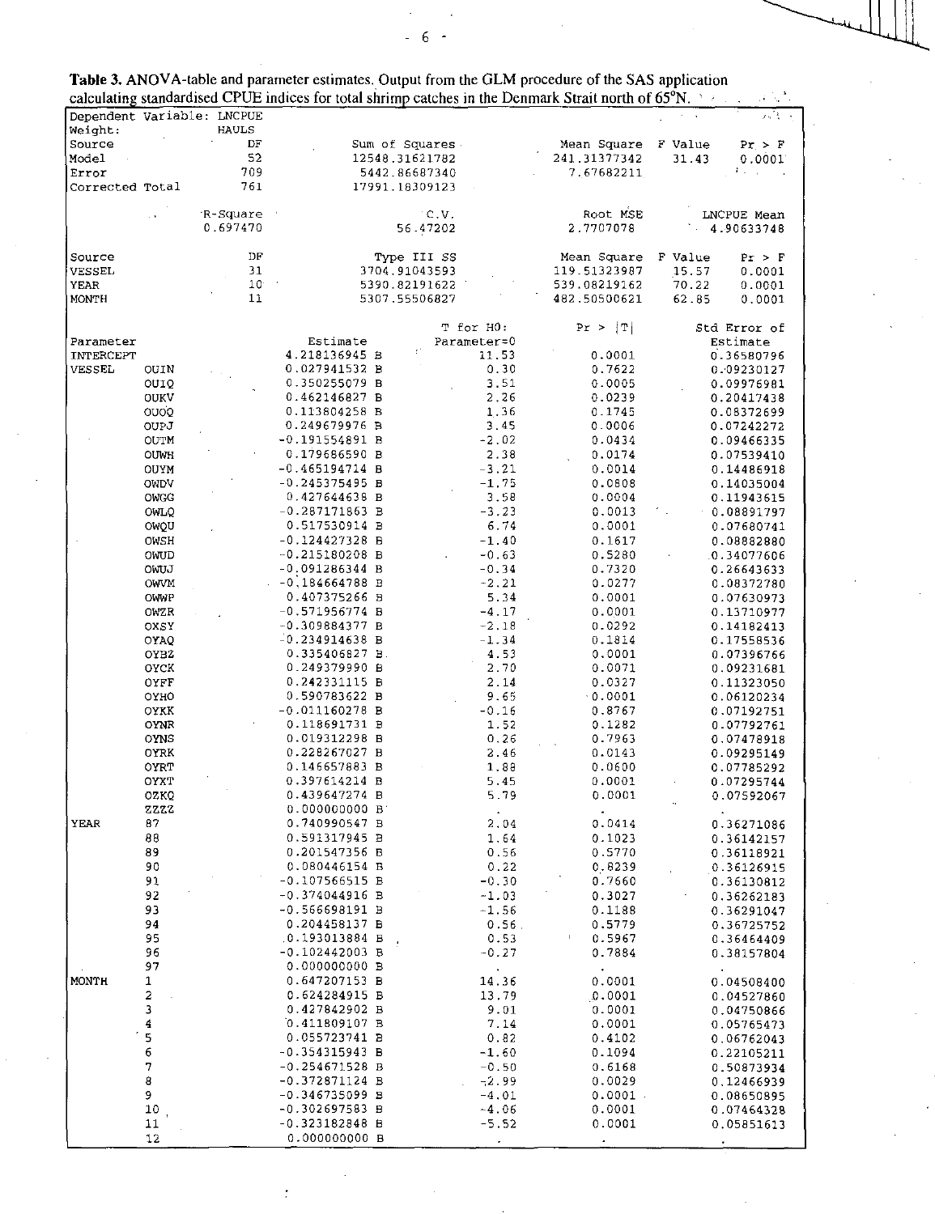**Table 3.** ANOVA-table and parameter estimates. Output from the GLM procedure of the SAS application calculating standardised CPUE indices for total shrimp catches in the Denmark Strait north of 65°N.

Dependent Variable: LNCPUE
Weight: HAULS

| Source | DF | Sum of Squares | Mean Square | F Value | Pr > F |
|---|---|---|---|---|---|
| Model | 52 | 12548.31621782 | 241.31377342 | 31.43 | 0.0001 |
| Error | 709 | 5442.86687340 | 7.67682211 | | |
| Corrected Total | 761 | 17991.18309123 | | | |

| R-Square | C.V. | Root MSE | LNCPUE Mean |
|---|---|---|---|
| 0.697470 | 56.47202 | 2.7707078 | 4.90633748 |

| Source | DF | Type III SS | Mean Square | F Value | Pr > F |
|---|---|---|---|---|---|
| VESSEL | 31 | 3704.91043593 | 119.51323987 | 15.57 | 0.0001 |
| YEAR | 10 | 5390.82191622 | 539.08219162 | 70.22 | 0.0001 |
| MONTH | 11 | 5307.55506827 | 482.50500621 | 62.85 | 0.0001 |

| Parameter | | Estimate | T for H0: Parameter=0 | Pr > \|T\| | Std Error of Estimate |
|---|---|---|---|---|---|
| INTERCEPT | | 4.218136945 B | 11.53 | 0.0001 | 0.36580796 |
| VESSEL | OUIN | 0.027941532 B | 0.30 | 0.7622 | 0.09230127 |
| | OUIQ | 0.350255079 B | 3.51 | 0.0005 | 0.09976981 |
| | OUKV | 0.462146827 B | 2.26 | 0.0239 | 0.20417438 |
| | OUOQ | 0.113804258 B | 1.36 | 0.1745 | 0.08372699 |
| | OUPJ | 0.249679976 B | 3.45 | 0.0006 | 0.07242272 |
| | OUTM | -0.191554891 B | -2.02 | 0.0434 | 0.09466335 |
| | OUWH | 0.179686590 B | 2.38 | 0.0174 | 0.07539410 |
| | OUYM | -0.465194714 B | -3.21 | 0.0014 | 0.14486918 |
| | OWDV | -0.245375495 B | -1.75 | 0.0808 | 0.14035004 |
| | OWGG | 0.427644638 B | 3.58 | 0.0004 | 0.11943615 |
| | OWLQ | -0.287171863 B | -3.23 | 0.0013 | 0.08891797 |
| | OWQU | 0.517530914 B | 6.74 | 0.0001 | 0.07680741 |
| | OWSH | -0.124427328 B | -1.40 | 0.1617 | 0.08882880 |
| | OWUD | -0.215180208 B | -0.63 | 0.5280 | 0.34077606 |
| | OWUJ | -0.091286344 B | -0.34 | 0.7320 | 0.26643633 |
| | OWVM | -0.184664788 B | -2.21 | 0.0277 | 0.08372780 |
| | OWWP | 0.407375266 B | 5.34 | 0.0001 | 0.07630973 |
| | OWZR | -0.571956774 B | -4.17 | 0.0001 | 0.13710977 |
| | OXSY | -0.309884377 B | -2.18 | 0.0292 | 0.14182413 |
| | OYAQ | -0.234914638 B | -1.34 | 0.1814 | 0.17558536 |
| | OYBZ | 0.335406827 B | 4.53 | 0.0001 | 0.07396766 |
| | OYCK | 0.249379990 B | 2.70 | 0.0071 | 0.09231681 |
| | OYFF | 0.242331115 B | 2.14 | 0.0327 | 0.11323050 |
| | OYHO | 0.590783622 B | 9.65 | 0.0001 | 0.06120234 |
| | OYKK | -0.011160278 B | -0.16 | 0.8767 | 0.07192751 |
| | OYNR | 0.118691731 B | 1.52 | 0.1282 | 0.07792761 |
| | OYNS | 0.019312298 B | 0.26 | 0.7963 | 0.07478918 |
| | OYRK | 0.228267027 B | 2.46 | 0.0143 | 0.09295149 |
| | OYRT | 0.146657883 B | 1.88 | 0.0600 | 0.07785292 |
| | OYXT | 0.397614214 B | 5.45 | 0.0001 | 0.07295744 |
| | OZKQ | 0.439647274 B | 5.79 | 0.0001 | 0.07592067 |
| | ZZZZ | 0.000000000 B | . | . | . |
| YEAR | 87 | 0.740990547 B | 2.04 | 0.0414 | 0.36271086 |
| | 88 | 0.591317945 B | 1.64 | 0.1023 | 0.36142157 |
| | 89 | 0.201547356 B | 0.56 | 0.5770 | 0.36118921 |
| | 90 | 0.080446154 B | 0.22 | 0.8239 | 0.36126915 |
| | 91 | -0.107566515 B | -0.30 | 0.7660 | 0.36130812 |
| | 92 | -0.374044916 B | -1.03 | 0.3027 | 0.36262183 |
| | 93 | -0.566698191 B | -1.56 | 0.1188 | 0.36291047 |
| | 94 | 0.204458137 B | 0.56 | 0.5779 | 0.36725752 |
| | 95 | 0.193013884 B | 0.53 | 0.5967 | 0.36464409 |
| | 96 | -0.102442003 B | -0.27 | 0.7884 | 0.38157804 |
| | 97 | 0.000000000 B | . | . | . |
| MONTH | 1 | 0.647207153 B | 14.36 | 0.0001 | 0.04508400 |
| | 2 | 0.624284915 B | 13.79 | 0.0001 | 0.04527860 |
| | 3 | 0.427842902 B | 9.01 | 0.0001 | 0.04750866 |
| | 4 | 0.411809107 B | 7.14 | 0.0001 | 0.05765473 |
| | 5 | 0.055723741 B | 0.82 | 0.4102 | 0.06762043 |
| | 6 | -0.354315943 B | -1.60 | 0.1094 | 0.22105211 |
| | 7 | -0.254671528 B | -0.50 | 0.6168 | 0.50873934 |
| | 8 | -0.372871124 B | -2.99 | 0.0029 | 0.12466939 |
| | 9 | -0.346735099 B | -4.01 | 0.0001 | 0.08650895 |
| | 10 | -0.302697583 B | -4.06 | 0.0001 | 0.07464328 |
| | 11 | -0.323182848 B | -5.52 | 0.0001 | 0.05851613 |
| | 12 | 0.000000000 B | . | . | . |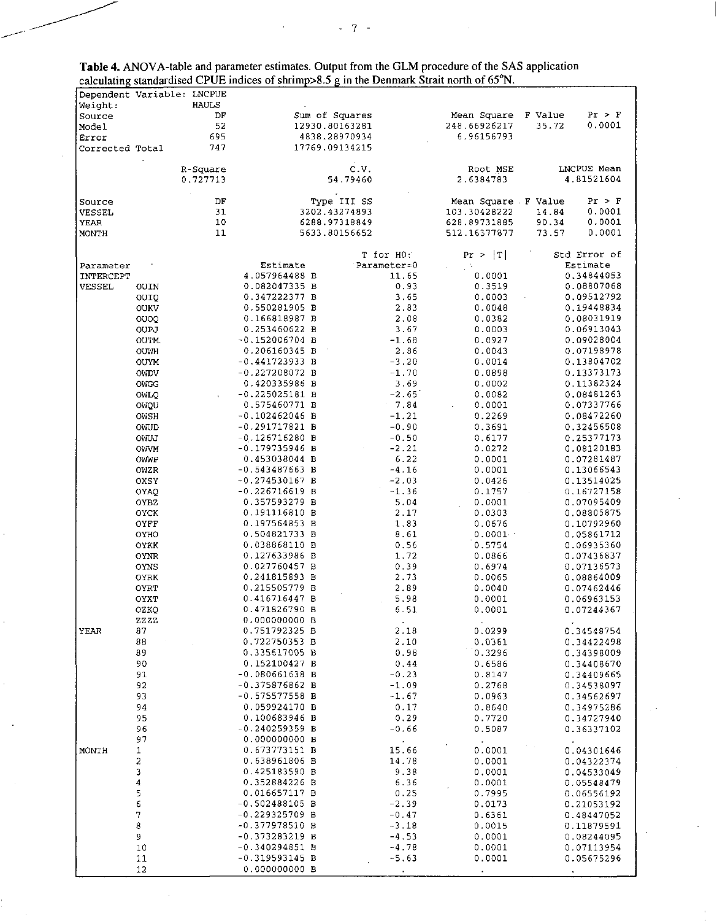**Table 4.** ANOVA-table and parameter estimates. Output from the GLM procedure of the SAS application calculating standardised CPUE indices of shrimp>8.5 g in the Denmark Strait north of 65°N.

Dependent Variable: LNCPUE
Weight: HAULS

| Source | DF | Sum of Squares | Mean Square | F Value | Pr > F |
|---|---|---|---|---|---|
| Model | 52 | 12930.80163281 | 248.66926217 | 35.72 | 0.0001 |
| Error | 695 | 4838.28970934 | 6.96156793 | | |
| Corrected Total | 747 | 17769.09134215 | | | |

| R-Square | C.V. | Root MSE | LNCPUE Mean |
|---|---|---|---|
| 0.727713 | 54.79460 | 2.6384783 | 4.81521604 |

| Source | DF | Type III SS | Mean Square | F Value | Pr > F |
|---|---|---|---|---|---|
| VESSEL | 31 | 3202.43274893 | 103.30428222 | 14.84 | 0.0001 |
| YEAR | 10 | 6288.97318849 | 628.89731885 | 90.34 | 0.0001 |
| MONTH | 11 | 5633.80156652 | 512.16377877 | 73.57 | 0.0001 |

| Parameter | | Estimate | T for H0: Parameter=0 | Pr > \|T\| | Std Error of Estimate |
|---|---|---|---|---|---|
| INTERCEPT | | 4.057964488 B | 11.65 | 0.0001 | 0.34844053 |
| VESSEL | OUIN | 0.082047335 B | 0.93 | 0.3519 | 0.08807068 |
| | OUIQ | 0.347222377 B | 3.65 | 0.0003 | 0.09512792 |
| | OUKV | 0.550281905 B | 2.83 | 0.0048 | 0.19448834 |
| | OUOQ | 0.166818987 B | 2.08 | 0.0382 | 0.08031919 |
| | OUPJ | 0.253460622 B | 3.67 | 0.0003 | 0.06913043 |
| | OUTM | -0.152006704 B | -1.68 | 0.0927 | 0.09028004 |
| | OUWH | 0.206160345 B | 2.86 | 0.0043 | 0.07198978 |
| | OUYM | -0.441723933 B | -3.20 | 0.0014 | 0.13804702 |
| | OWDV | -0.227208072 B | -1.70 | 0.0898 | 0.13373173 |
| | OWGG | 0.420335986 B | 3.69 | 0.0002 | 0.11382324 |
| | OWLQ | -0.225025181 B | -2.65 | 0.0082 | 0.08481263 |
| | OWQU | 0.575460771 B | 7.84 | 0.0001 | 0.07337766 |
| | OWSH | -0.102462046 B | -1.21 | 0.2269 | 0.08472260 |
| | OWUD | -0.291717821 B | -0.90 | 0.3691 | 0.32456508 |
| | OWUJ | -0.126716280 B | -0.50 | 0.6177 | 0.25377173 |
| | OWVM | -0.179735946 B | -2.21 | 0.0272 | 0.08120183 |
| | OWWP | 0.453038044 B | 6.22 | 0.0001 | 0.07281487 |
| | OWZR | -0.543487663 B | -4.16 | 0.0001 | 0.13066543 |
| | OXSY | -0.274530167 B | -2.03 | 0.0426 | 0.13514025 |
| | OYAQ | -0.226716619 B | -1.36 | 0.1757 | 0.16727158 |
| | OYBZ | 0.357593279 B | 5.04 | 0.0001 | 0.07095409 |
| | OYCK | 0.191116810 B | 2.17 | 0.0303 | 0.08805875 |
| | OYFF | 0.197564853 B | 1.83 | 0.0676 | 0.10792960 |
| | OYHO | 0.504821733 B | 8.61 | 0.0001 | 0.05861712 |
| | OYKK | 0.038868110 B | 0.56 | 0.5754 | 0.06935360 |
| | OYNR | 0.127633986 B | 1.72 | 0.0866 | 0.07436837 |
| | OYNS | 0.027760457 B | 0.39 | 0.6974 | 0.07136573 |
| | OYRK | 0.241815893 B | 2.73 | 0.0065 | 0.08864009 |
| | OYRT | 0.215505779 B | 2.89 | 0.0040 | 0.07462446 |
| | OYXT | 0.416716447 B | 5.98 | 0.0001 | 0.06963153 |
| | OZKQ | 0.471826790 B | 6.51 | 0.0001 | 0.07244367 |
| | ZZZZ | 0.000000000 B | . | . | . |
| YEAR | 87 | 0.751792325 B | 2.18 | 0.0299 | 0.34548754 |
| | 88 | 0.722750353 B | 2.10 | 0.0361 | 0.34422498 |
| | 89 | 0.335617005 B | 0.98 | 0.3296 | 0.34398009 |
| | 90 | 0.152100427 B | 0.44 | 0.6586 | 0.34408670 |
| | 91 | -0.080661638 B | -0.23 | 0.8147 | 0.34409665 |
| | 92 | -0.375876862 B | -1.09 | 0.2768 | 0.34538097 |
| | 93 | -0.575577558 B | -1.67 | 0.0963 | 0.34562697 |
| | 94 | 0.059924170 B | 0.17 | 0.8640 | 0.34975286 |
| | 95 | 0.100683946 B | 0.29 | 0.7720 | 0.34727940 |
| | 96 | -0.240259359 B | -0.66 | 0.5087 | 0.36337102 |
| | 97 | 0.000000000 B | . | . | . |
| MONTH | 1 | 0.673773151 B | 15.66 | 0.0001 | 0.04301646 |
| | 2 | 0.638961806 B | 14.78 | 0.0001 | 0.04322374 |
| | 3 | 0.425183590 B | 9.38 | 0.0001 | 0.04533049 |
| | 4 | 0.352884226 B | 6.36 | 0.0001 | 0.05548479 |
| | 5 | 0.016657117 B | 0.25 | 0.7995 | 0.06556192 |
| | 6 | -0.502488105 B | -2.39 | 0.0173 | 0.21053192 |
| | 7 | -0.229325709 B | -0.47 | 0.6361 | 0.48447052 |
| | 8 | -0.377978510 B | -3.18 | 0.0015 | 0.11879591 |
| | 9 | -0.373283219 B | -4.53 | 0.0001 | 0.08244095 |
| | 10 | -0.340294851 B | -4.78 | 0.0001 | 0.07113954 |
| | 11 | -0.319593145 B | -5.63 | 0.0001 | 0.05675296 |
| | 12 | 0.000000000 B | . | . | . |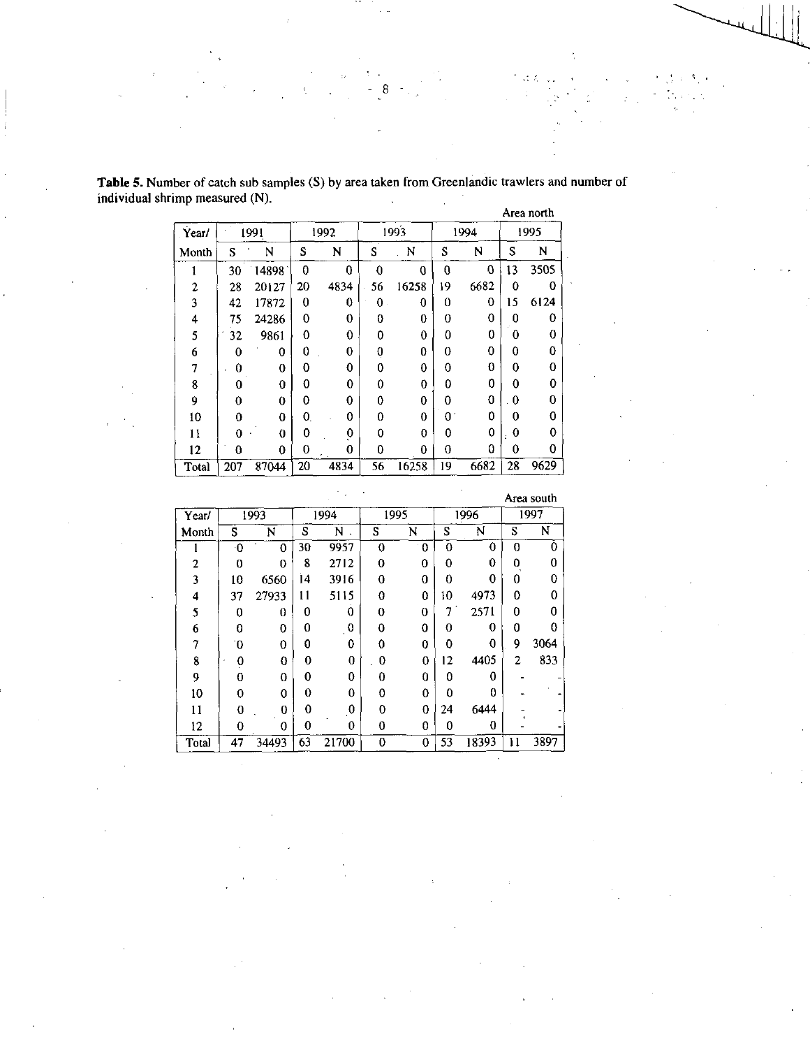**Table 5.** Number of catch sub samples (S) by area taken from Greenlandic trawlers and number of individual shrimp measured (N).

Area north

| Year/ | 1991 | | 1992 | | 1993 | | 1994 | | 1995 | |
|---|---|---|---|---|---|---|---|---|---|---|
| Month | S | N | S | N | S | N | S | N | S | N |
| 1 | 30 | 14898 | 0 | 0 | 0 | 0 | 0 | 0 | 13 | 3505 |
| 2 | 28 | 20127 | 20 | 4834 | 56 | 16258 | 19 | 6682 | 0 | 0 |
| 3 | 42 | 17872 | 0 | 0 | 0 | 0 | 0 | 0 | 15 | 6124 |
| 4 | 75 | 24286 | 0 | 0 | 0 | 0 | 0 | 0 | 0 | 0 |
| 5 | 32 | 9861 | 0 | 0 | 0 | 0 | 0 | 0 | 0 | 0 |
| 6 | 0 | 0 | 0 | 0 | 0 | 0 | 0 | 0 | 0 | 0 |
| 7 | 0 | 0 | 0 | 0 | 0 | 0 | 0 | 0 | 0 | 0 |
| 8 | 0 | 0 | 0 | 0 | 0 | 0 | 0 | 0 | 0 | 0 |
| 9 | 0 | 0 | 0 | 0 | 0 | 0 | 0 | 0 | 0 | 0 |
| 10 | 0 | 0 | 0 | 0 | 0 | 0 | 0 | 0 | 0 | 0 |
| 11 | 0 | 0 | 0 | 0 | 0 | 0 | 0 | 0 | 0 | 0 |
| 12 | 0 | 0 | 0 | 0 | 0 | 0 | 0 | 0 | 0 | 0 |
| Total | 207 | 87044 | 20 | 4834 | 56 | 16258 | 19 | 6682 | 28 | 9629 |

Area south

| Year/ | 1993 | | 1994 | | 1995 | | 1996 | | 1997 | |
|---|---|---|---|---|---|---|---|---|---|---|
| Month | S | N | S | N | S | N | S | N | S | N |
| 1 | 0 | 0 | 30 | 9957 | 0 | 0 | 0 | 0 | 0 | 0 |
| 2 | 0 | 0 | 8 | 2712 | 0 | 0 | 0 | 0 | 0 | 0 |
| 3 | 10 | 6560 | 14 | 3916 | 0 | 0 | 0 | 0 | 0 | 0 |
| 4 | 37 | 27933 | 11 | 5115 | 0 | 0 | 10 | 4973 | 0 | 0 |
| 5 | 0 | 0 | 0 | 0 | 0 | 0 | 7 | 2571 | 0 | 0 |
| 6 | 0 | 0 | 0 | 0 | 0 | 0 | 0 | 0 | 0 | 0 |
| 7 | 0 | 0 | 0 | 0 | 0 | 0 | 0 | 0 | 9 | 3064 |
| 8 | 0 | 0 | 0 | 0 | 0 | 0 | 12 | 4405 | 2 | 833 |
| 9 | 0 | 0 | 0 | 0 | 0 | 0 | 0 | 0 | - | - |
| 10 | 0 | 0 | 0 | 0 | 0 | 0 | 0 | 0 | - | - |
| 11 | 0 | 0 | 0 | 0 | 0 | 0 | 24 | 6444 | - | - |
| 12 | 0 | 0 | 0 | 0 | 0 | 0 | 0 | 0 | - | - |
| Total | 47 | 34493 | 63 | 21700 | 0 | 0 | 53 | 18393 | 11 | 3897 |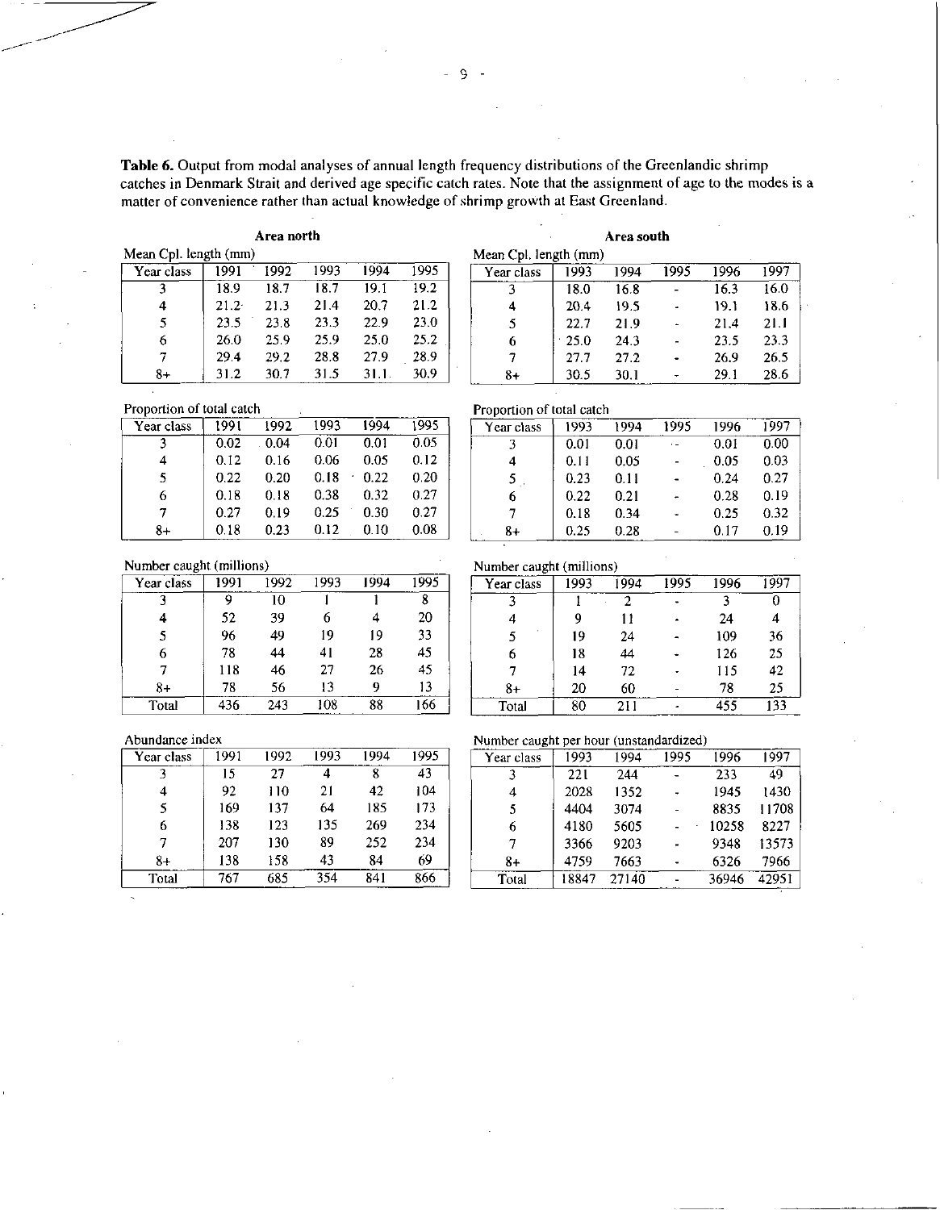**Table 6.** Output from modal analyses of annual length frequency distributions of the Greenlandic shrimp catches in Denmark Strait and derived age specific catch rates. Note that the assignment of age to the modes is a matter of convenience rather than actual knowledge of shrimp growth at East Greenland.

### Area north

Mean Cpl. length (mm)

| Year class | 1991 | 1992 | 1993 | 1994 | 1995 |
|---|---|---|---|---|---|
| 3 | 18.9 | 18.7 | 18.7 | 19.1 | 19.2 |
| 4 | 21.2 | 21.3 | 21.4 | 20.7 | 21.2 |
| 5 | 23.5 | 23.8 | 23.3 | 22.9 | 23.0 |
| 6 | 26.0 | 25.9 | 25.9 | 25.0 | 25.2 |
| 7 | 29.4 | 29.2 | 28.8 | 27.9 | 28.9 |
| 8+ | 31.2 | 30.7 | 31.5 | 31.1 | 30.9 |

Proportion of total catch

| Year class | 1991 | 1992 | 1993 | 1994 | 1995 |
|---|---|---|---|---|---|
| 3 | 0.02 | 0.04 | 0.01 | 0.01 | 0.05 |
| 4 | 0.12 | 0.16 | 0.06 | 0.05 | 0.12 |
| 5 | 0.22 | 0.20 | 0.18 | 0.22 | 0.20 |
| 6 | 0.18 | 0.18 | 0.38 | 0.32 | 0.27 |
| 7 | 0.27 | 0.19 | 0.25 | 0.30 | 0.27 |
| 8+ | 0.18 | 0.23 | 0.12 | 0.10 | 0.08 |

Number caught (millions)

| Year class | 1991 | 1992 | 1993 | 1994 | 1995 |
|---|---|---|---|---|---|
| 3 | 9 | 10 | 1 | 1 | 8 |
| 4 | 52 | 39 | 6 | 4 | 20 |
| 5 | 96 | 49 | 19 | 19 | 33 |
| 6 | 78 | 44 | 41 | 28 | 45 |
| 7 | 118 | 46 | 27 | 26 | 45 |
| 8+ | 78 | 56 | 13 | 9 | 13 |
| Total | 436 | 243 | 108 | 88 | 166 |

Abundance index

| Year class | 1991 | 1992 | 1993 | 1994 | 1995 |
|---|---|---|---|---|---|
| 3 | 15 | 27 | 4 | 8 | 43 |
| 4 | 92 | 110 | 21 | 42 | 104 |
| 5 | 169 | 137 | 64 | 185 | 173 |
| 6 | 138 | 123 | 135 | 269 | 234 |
| 7 | 207 | 130 | 89 | 252 | 234 |
| 8+ | 138 | 158 | 43 | 84 | 69 |
| Total | 767 | 685 | 354 | 841 | 866 |

### Area south

Mean Cpl. length (mm)

| Year class | 1993 | 1994 | 1995 | 1996 | 1997 |
|---|---|---|---|---|---|
| 3 | 18.0 | 16.8 | - | 16.3 | 16.0 |
| 4 | 20.4 | 19.5 | - | 19.1 | 18.6 |
| 5 | 22.7 | 21.9 | - | 21.4 | 21.1 |
| 6 | 25.0 | 24.3 | - | 23.5 | 23.3 |
| 7 | 27.7 | 27.2 | - | 26.9 | 26.5 |
| 8+ | 30.5 | 30.1 | - | 29.1 | 28.6 |

Proportion of total catch

| Year class | 1993 | 1994 | 1995 | 1996 | 1997 |
|---|---|---|---|---|---|
| 3 | 0.01 | 0.01 | - | 0.01 | 0.00 |
| 4 | 0.11 | 0.05 | - | 0.05 | 0.03 |
| 5 | 0.23 | 0.11 | - | 0.24 | 0.27 |
| 6 | 0.22 | 0.21 | - | 0.28 | 0.19 |
| 7 | 0.18 | 0.34 | - | 0.25 | 0.32 |
| 8+ | 0.25 | 0.28 | - | 0.17 | 0.19 |

Number caught (millions)

| Year class | 1993 | 1994 | 1995 | 1996 | 1997 |
|---|---|---|---|---|---|
| 3 | 1 | 2 | - | 3 | 0 |
| 4 | 9 | 11 | - | 24 | 4 |
| 5 | 19 | 24 | - | 109 | 36 |
| 6 | 18 | 44 | - | 126 | 25 |
| 7 | 14 | 72 | - | 115 | 42 |
| 8+ | 20 | 60 | - | 78 | 25 |
| Total | 80 | 211 | - | 455 | 133 |

Number caught per hour (unstandardized)

| Year class | 1993 | 1994 | 1995 | 1996 | 1997 |
|---|---|---|---|---|---|
| 3 | 221 | 244 | - | 233 | 49 |
| 4 | 2028 | 1352 | - | 1945 | 1430 |
| 5 | 4404 | 3074 | - | 8835 | 11708 |
| 6 | 4180 | 5605 | - | 10258 | 8227 |
| 7 | 3366 | 9203 | - | 9348 | 13573 |
| 8+ | 4759 | 7663 | - | 6326 | 7966 |
| Total | 18847 | 27140 | - | 36946 | 42951 |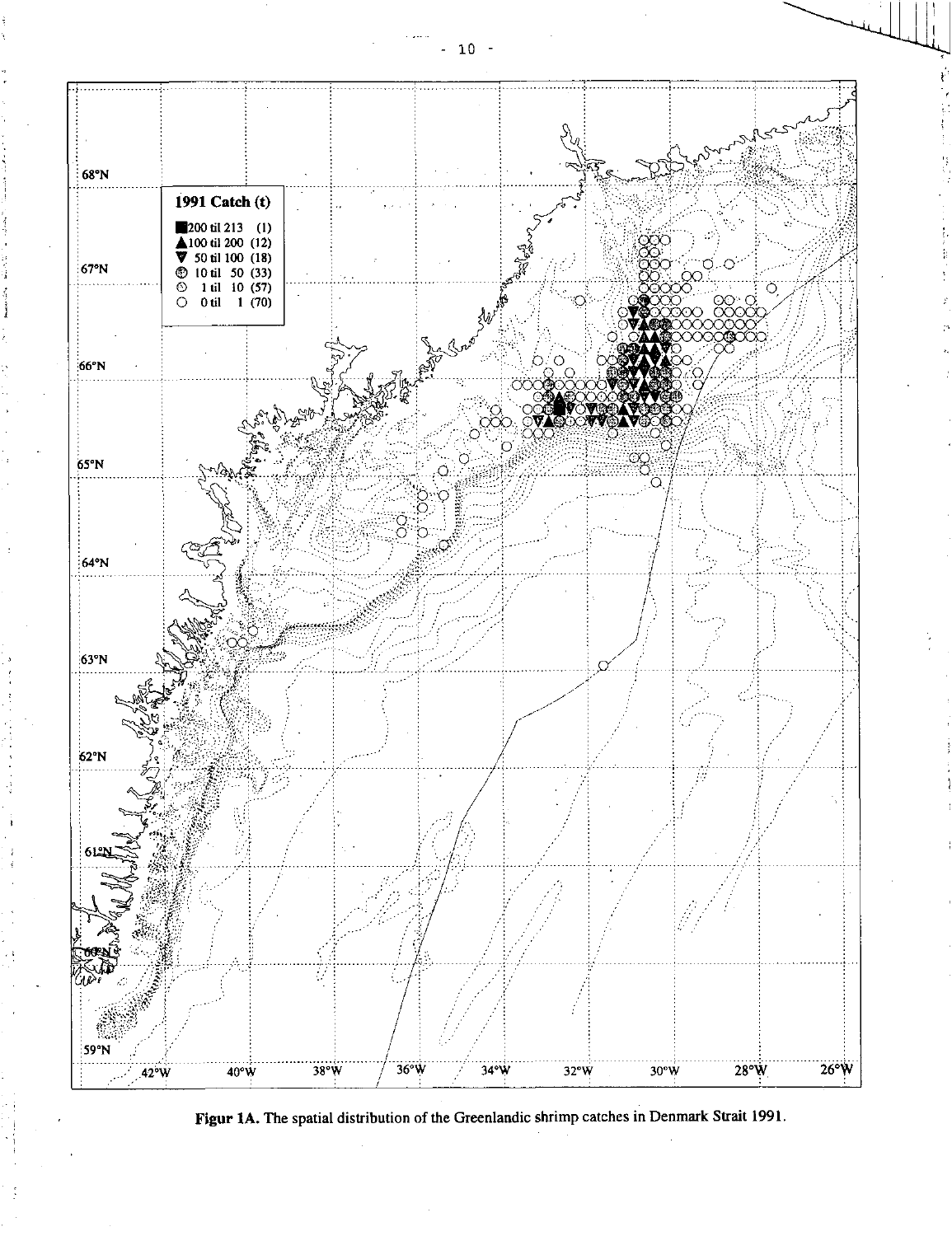**Figur 1A.** The spatial distribution of the Greenlandic shrimp catches in Denmark Strait 1991.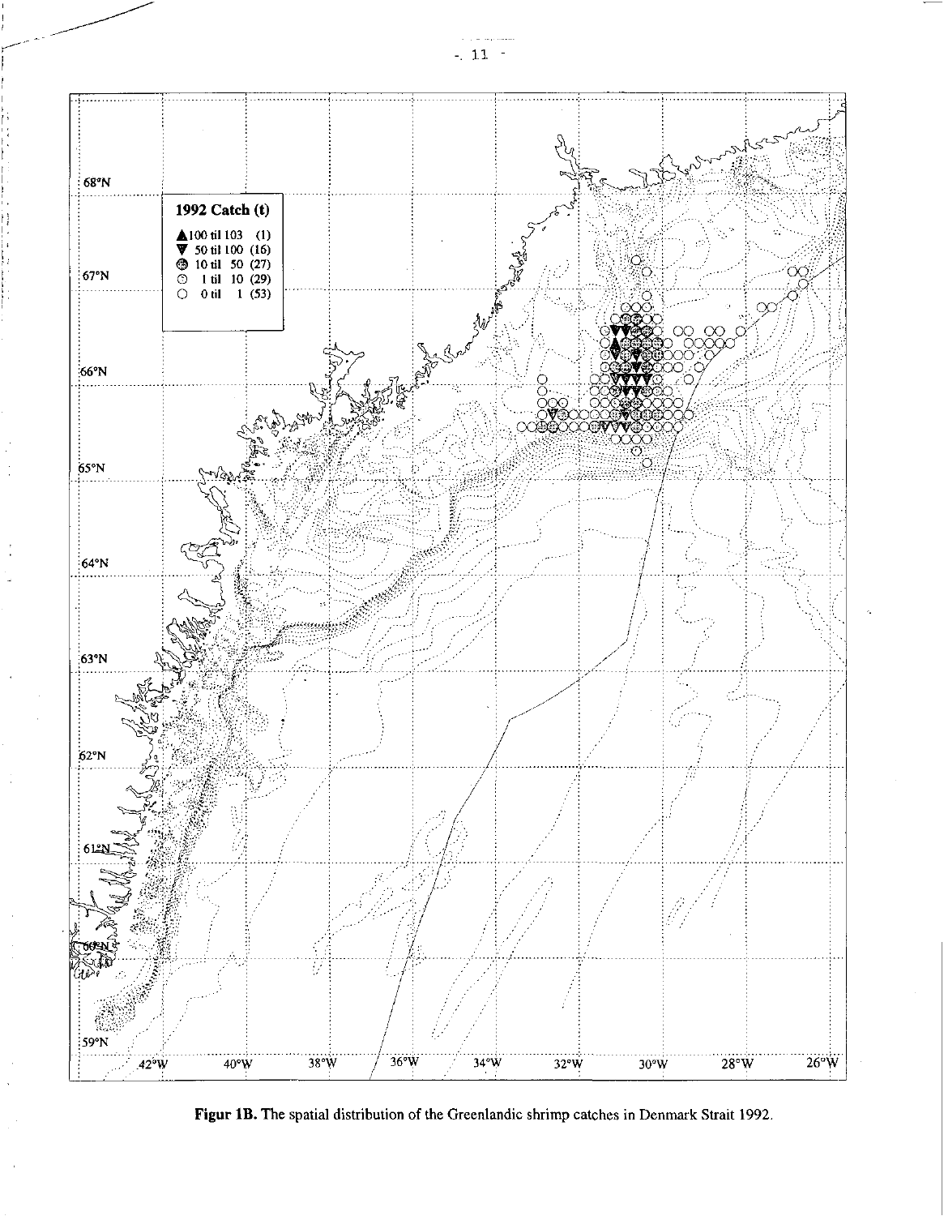**Figur 1B.** The spatial distribution of the Greenlandic shrimp catches in Denmark Strait 1992.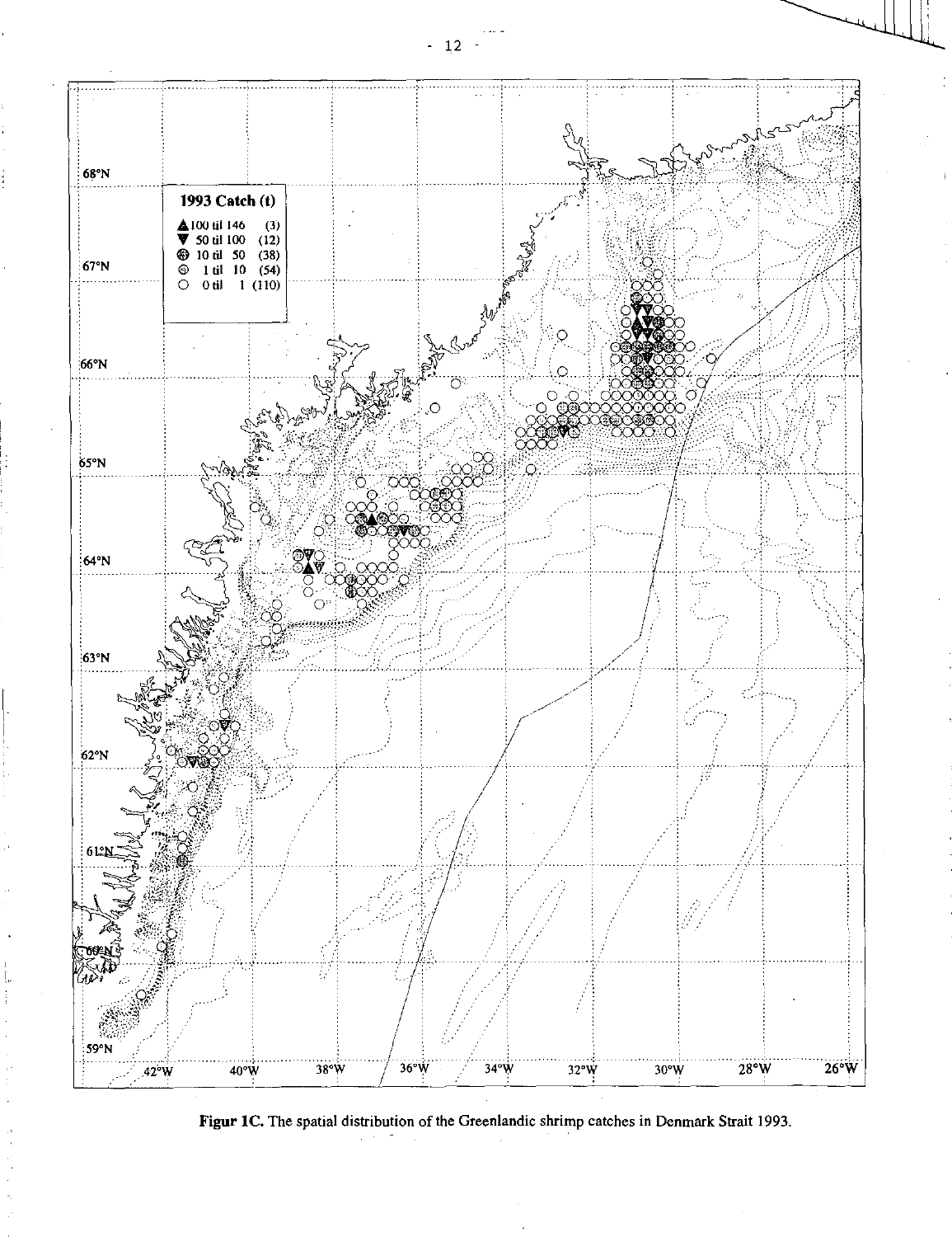1993 Catch (t)

| Symbol | Range | Count |
|---|---|---|
| ▲ | 100 til 146 | (3) |
| ▼ | 50 til 100 | (12) |
| ⊛ | 10 til 50 | (38) |
| ⊕ | 1 til 10 | (54) |
| ○ | 0 til 1 | (110) |

**Figur 1C.** The spatial distribution of the Greenlandic shrimp catches in Denmark Strait 1993.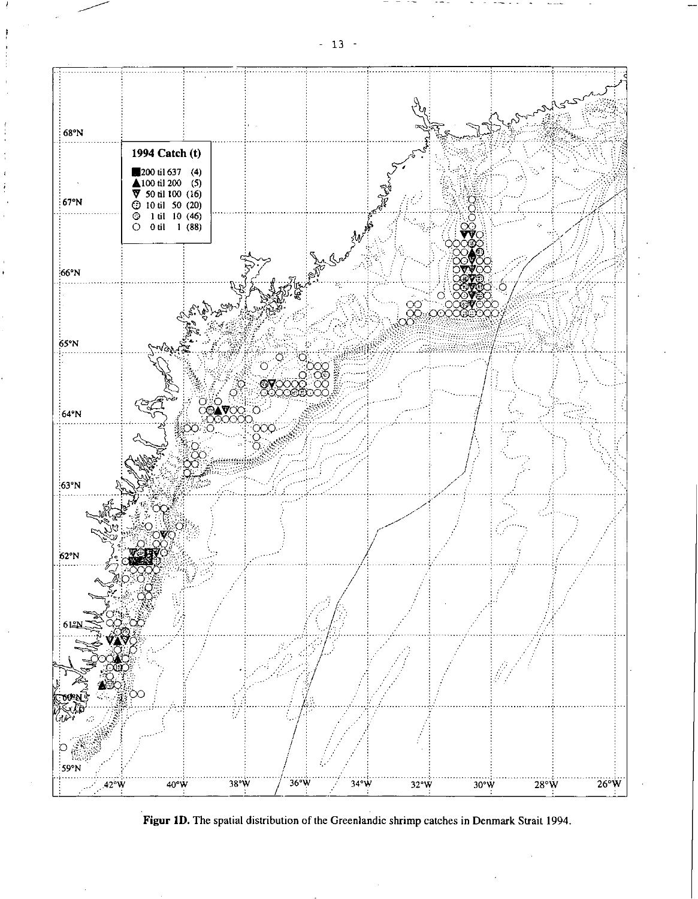**Figur 1D.** The spatial distribution of the Greenlandic shrimp catches in Denmark Strait 1994.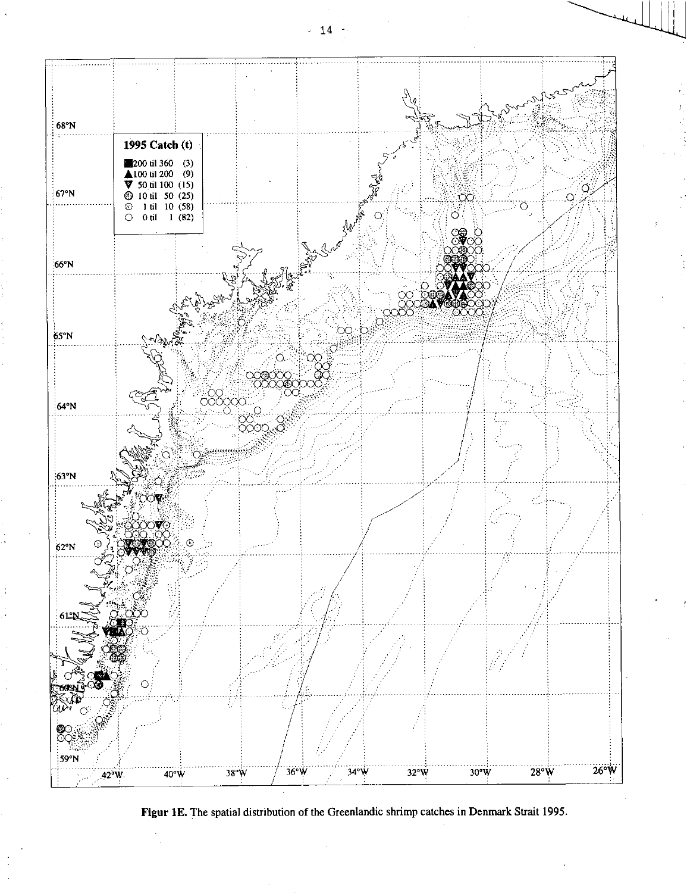**1995 Catch (t)**

| Symbol | Range | Count |
|---|---|---|
| ■ | 200 til 360 | (3) |
| ▲ | 100 til 200 | (9) |
| ▼ | 50 til 100 | (15) |
| ⊛ | 10 til 50 | (25) |
| ⊙ | 1 til 10 | (58) |
| ○ | 0 til 1 | (82) |

68°N, 67°N, 66°N, 65°N, 64°N, 63°N, 62°N, 61°N, 60°N, 59°N

42°W, 40°W, 38°W, 36°W, 34°W, 32°W, 30°W, 28°W, 26°W

**Figur 1E.** The spatial distribution of the Greenlandic shrimp catches in Denmark Strait 1995.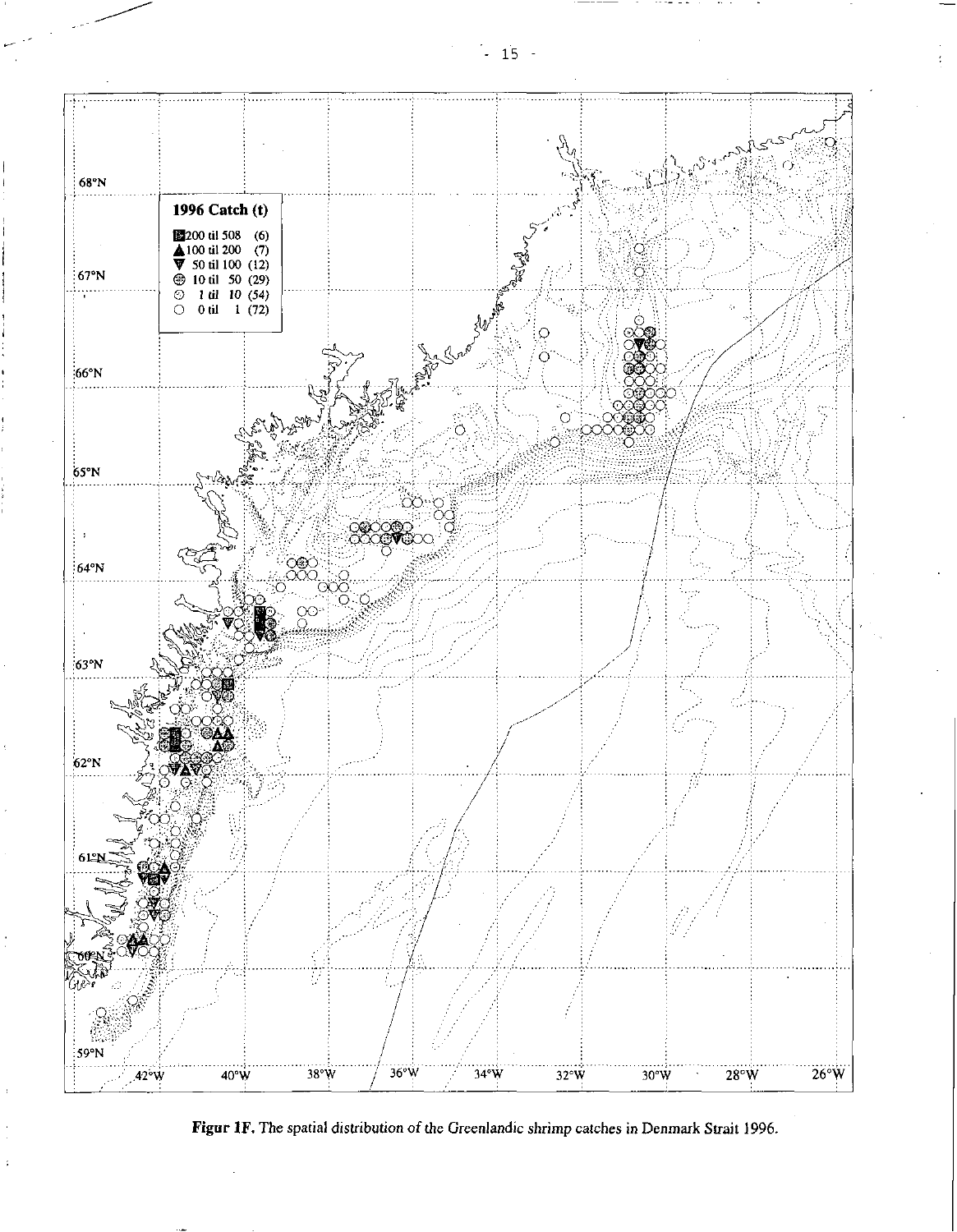**Figur 1F.** *The spatial distribution of the Greenlandic shrimp catches in Denmark Strait 1996.*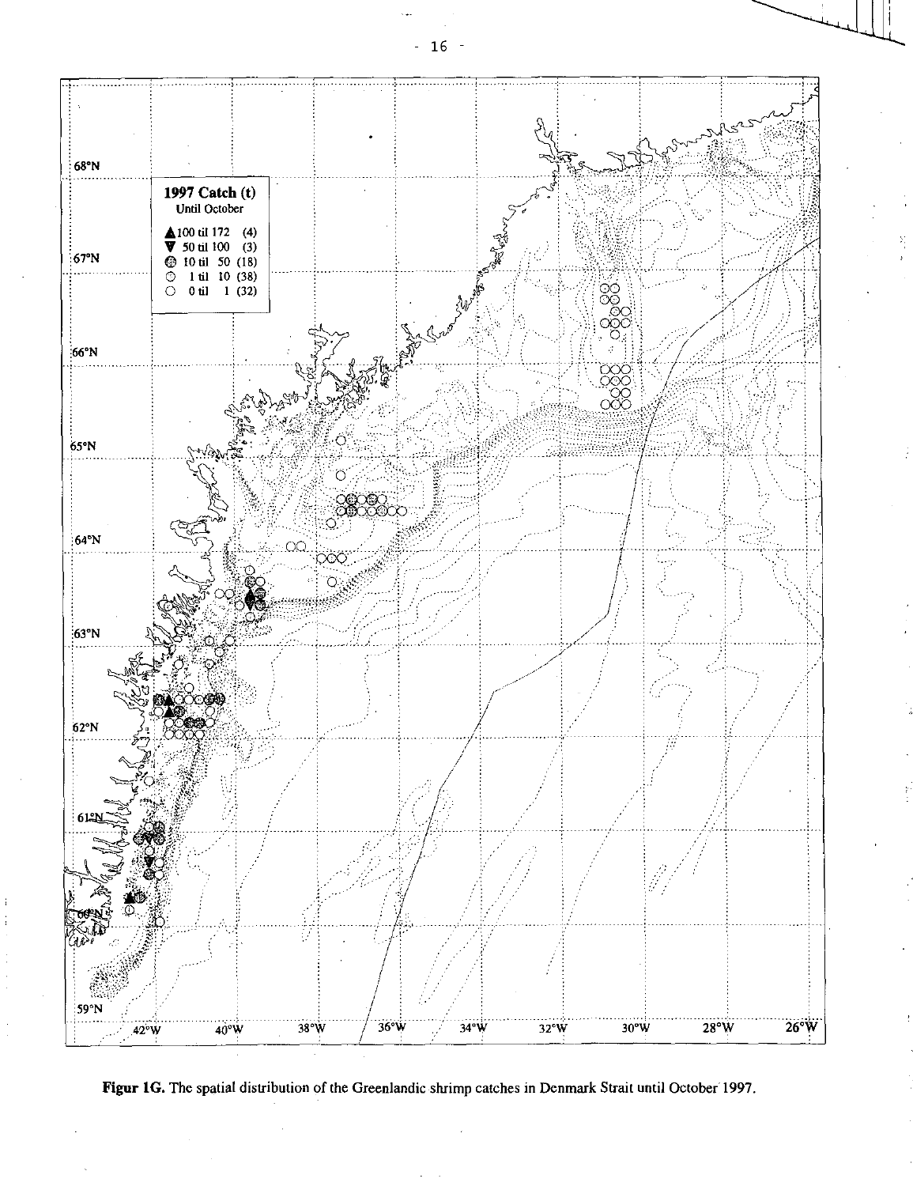**Figur 1G.** The spatial distribution of the Greenlandic shrimp catches in Denmark Strait until October 1997.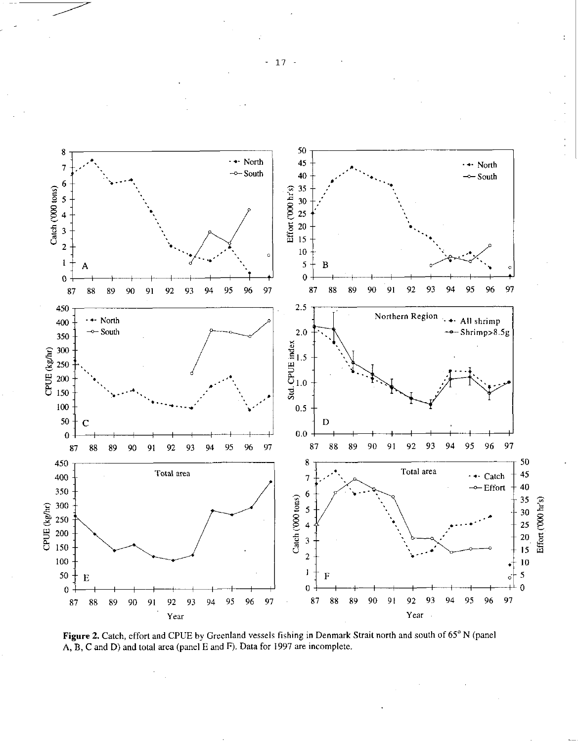**Figure 2.** Catch, effort and CPUE by Greenland vessels fishing in Denmark Strait north and south of 65° N (panel A, B, C and D) and total area (panel E and F). Data for 1997 are incomplete.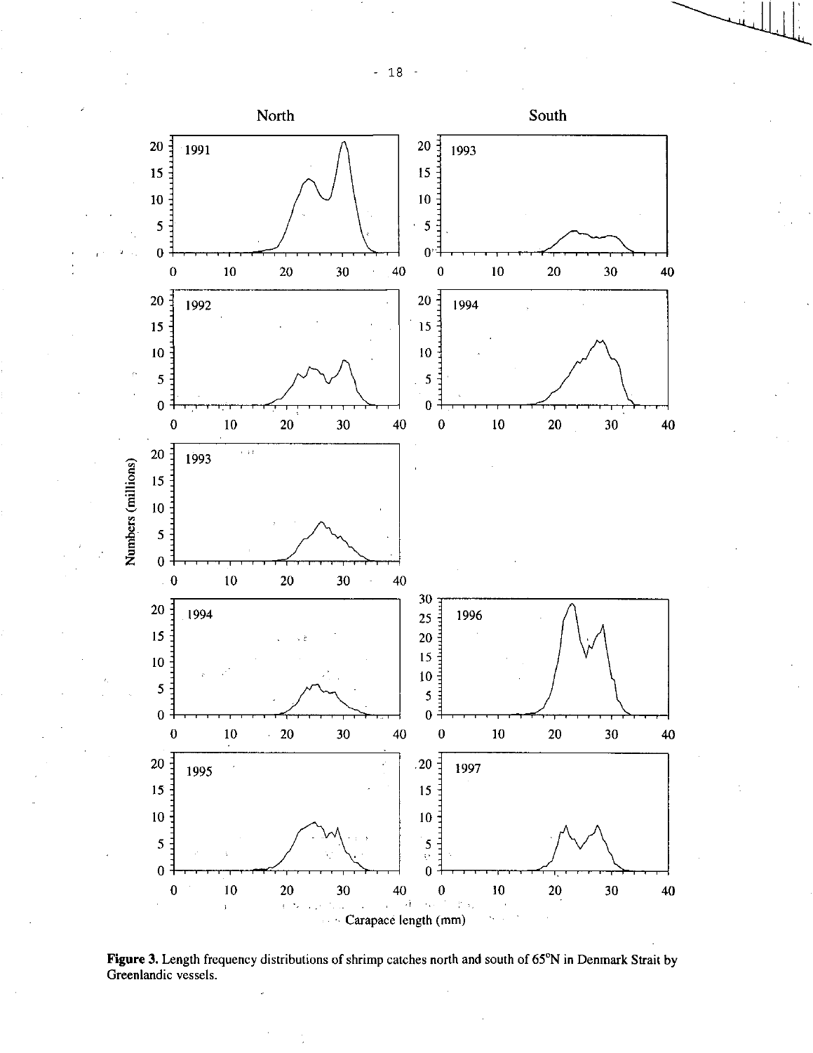**Figure 3.** Length frequency distributions of shrimp catches north and south of 65°N in Denmark Strait by Greenlandic vessels.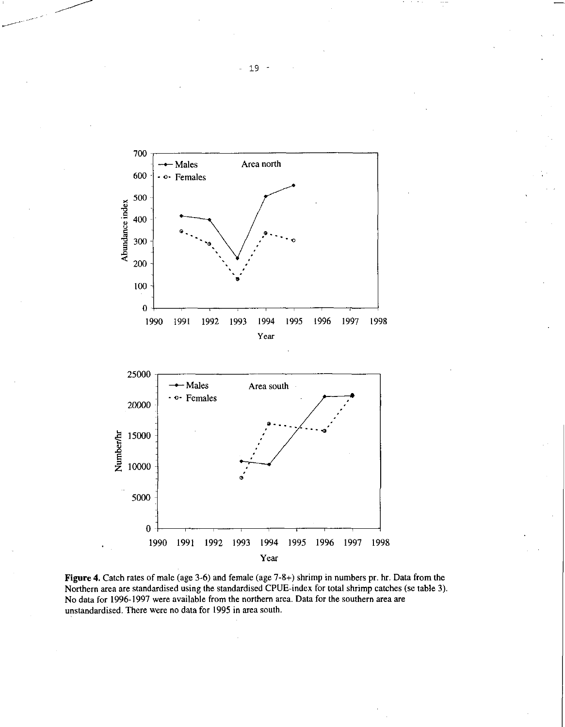700
600
500
400
300
200
100
0

Abundance index

Males
Females

Area north

1990 1991 1992 1993 1994 1995 1996 1997 1998

Year

25000
20000
15000
10000
5000
0

Number/hr

Males
Females

Area south

1990 1991 1992 1993 1994 1995 1996 1997 1998

Year

**Figure 4.** Catch rates of male (age 3-6) and female (age 7-8+) shrimp in numbers pr. hr. Data from the Northern area are standardised using the standardised CPUE-index for total shrimp catches (se table 3). No data for 1996-1997 were available from the northern area. Data for the southern area are unstandardised. There were no data for 1995 in area south.